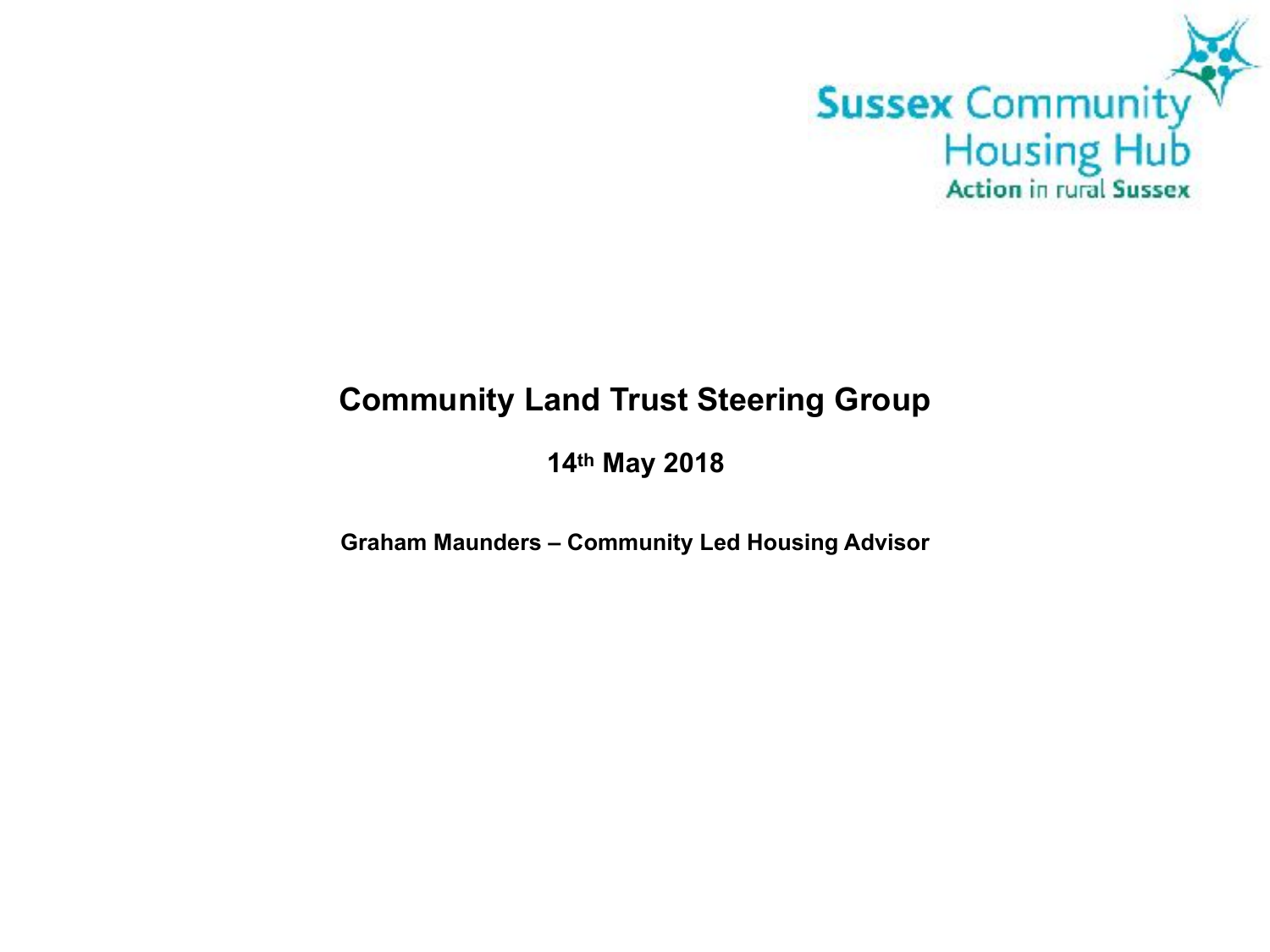Sussex Community Housing Hub

Action in rural Sussex

# Community Land Trust Steering Group

**14th May 2018**

**Graham Maunders – Community Led Housing Advisor**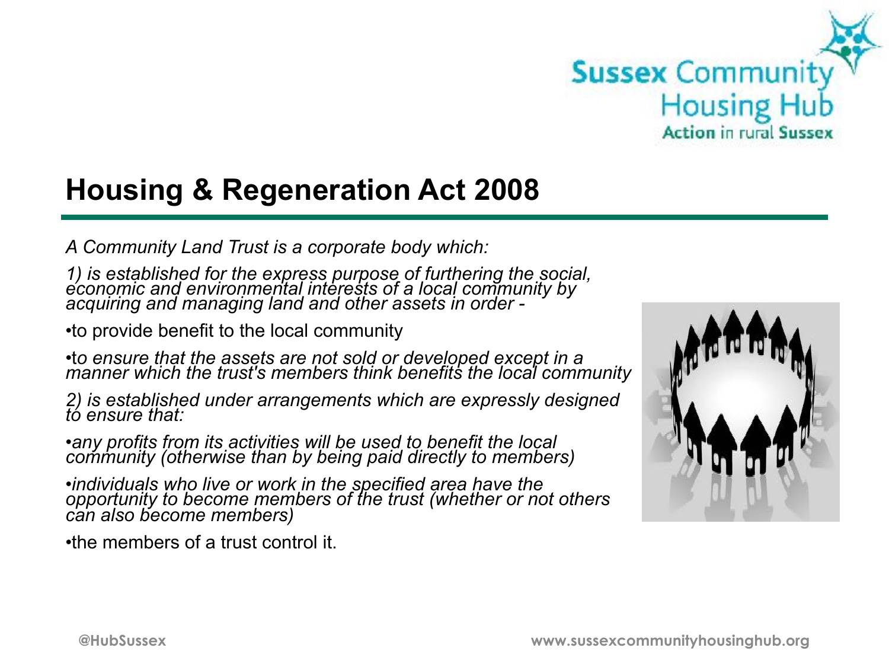## Housing & Regeneration Act 2008

*A Community Land Trust is a corporate body which:*

*1) is established for the express purpose of furthering the social, economic and environmental interests of a local community by acquiring and managing land and other assets in order -*

•to provide benefit to the local community

•t*o ensure that the assets are not sold or developed except in a manner which the trust's members think benefits the local community*

*2) is established under arrangements which are expressly designed to ensure that:*

•*any profits from its activities will be used to benefit the local community (otherwise than by being paid directly to members)*

•*individuals who live or work in the specified area have the opportunity to become members of the trust (whether or not others can also become members)*

•the members of a trust control it.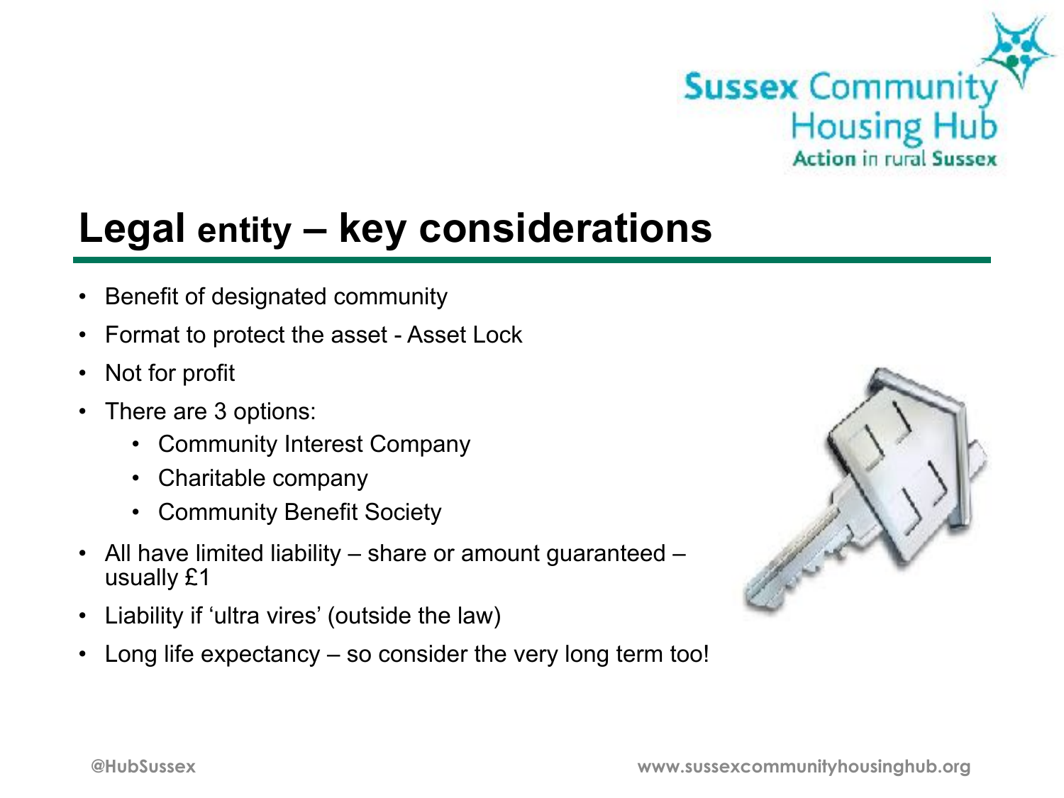## Legal entity – key considerations

- Benefit of designated community
- Format to protect the asset - Asset Lock
- Not for profit
- There are 3 options:
  - Community Interest Company
  - Charitable company
  - Community Benefit Society
- All have limited liability – share or amount guaranteed – usually £1
- Liability if 'ultra vires' (outside the law)
- Long life expectancy – so consider the very long term too!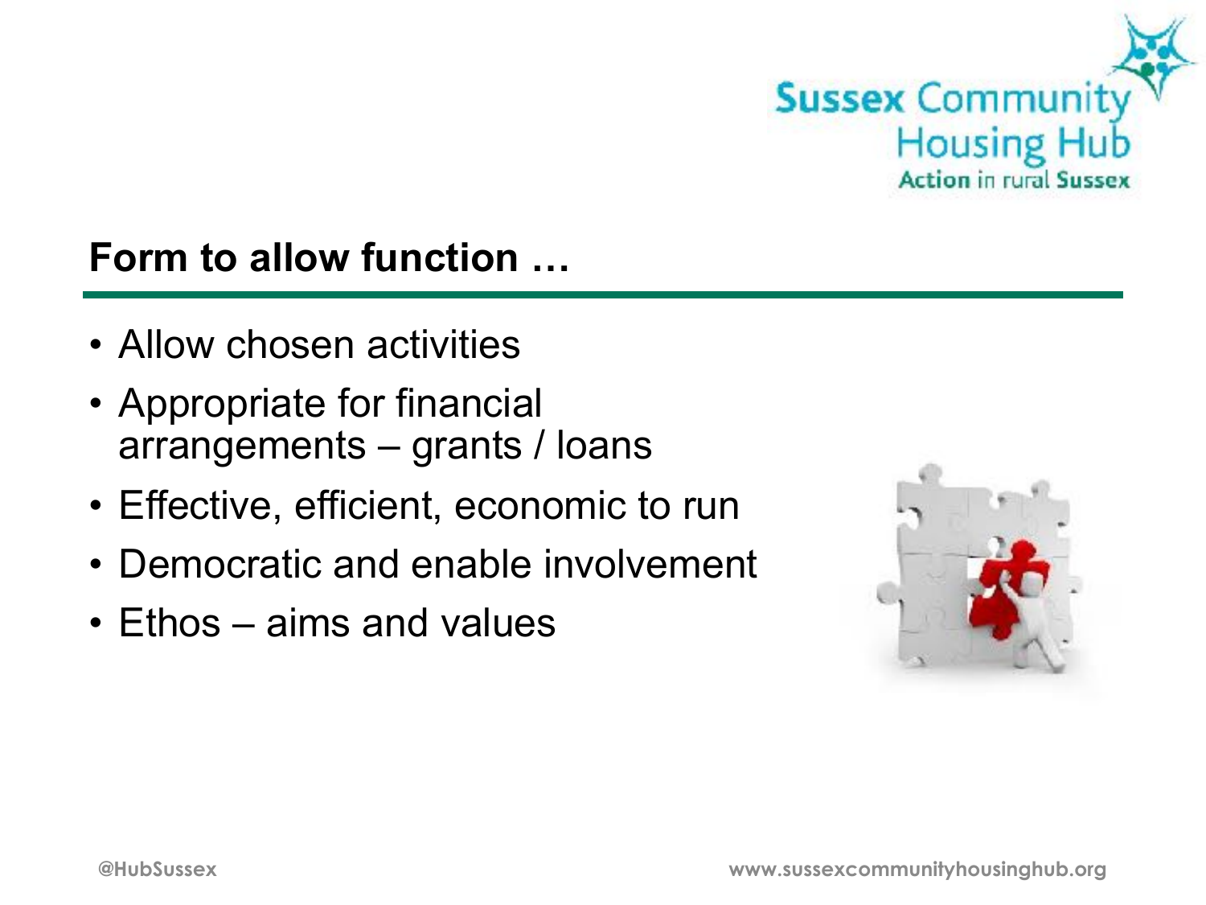## Form to allow function …

- Allow chosen activities
- Appropriate for financial arrangements – grants / loans
- Effective, efficient, economic to run
- Democratic and enable involvement
- Ethos – aims and values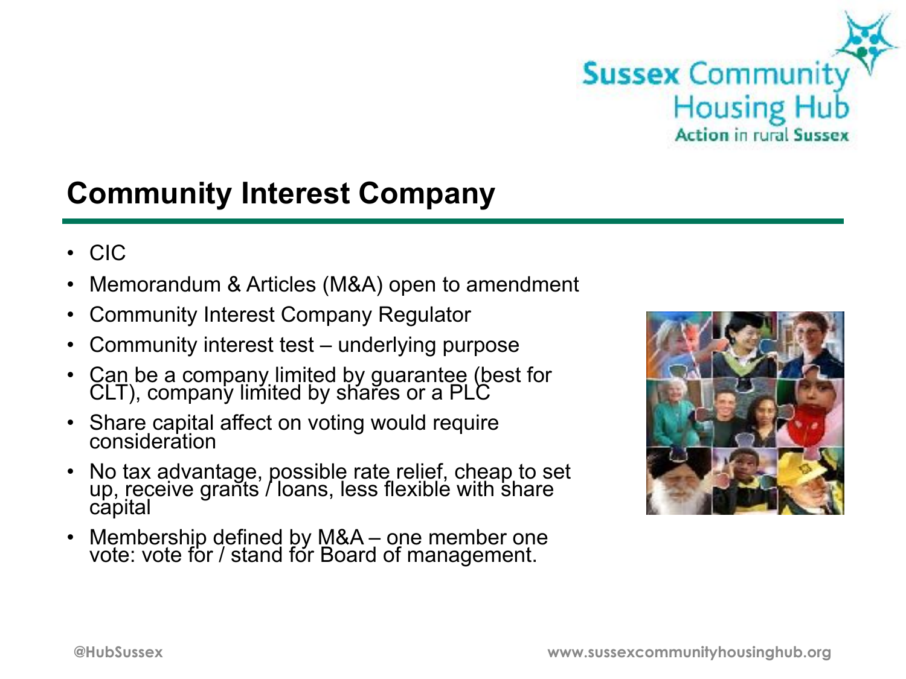## Community Interest Company

- CIC
- Memorandum & Articles (M&A) open to amendment
- Community Interest Company Regulator
- Community interest test – underlying purpose
- Can be a company limited by guarantee (best for CLT), company limited by shares or a PLC
- Share capital affect on voting would require consideration
- No tax advantage, possible rate relief, cheap to set up, receive grants / loans, less flexible with share capital
- Membership defined by M&A – one member one vote: vote for / stand for Board of management.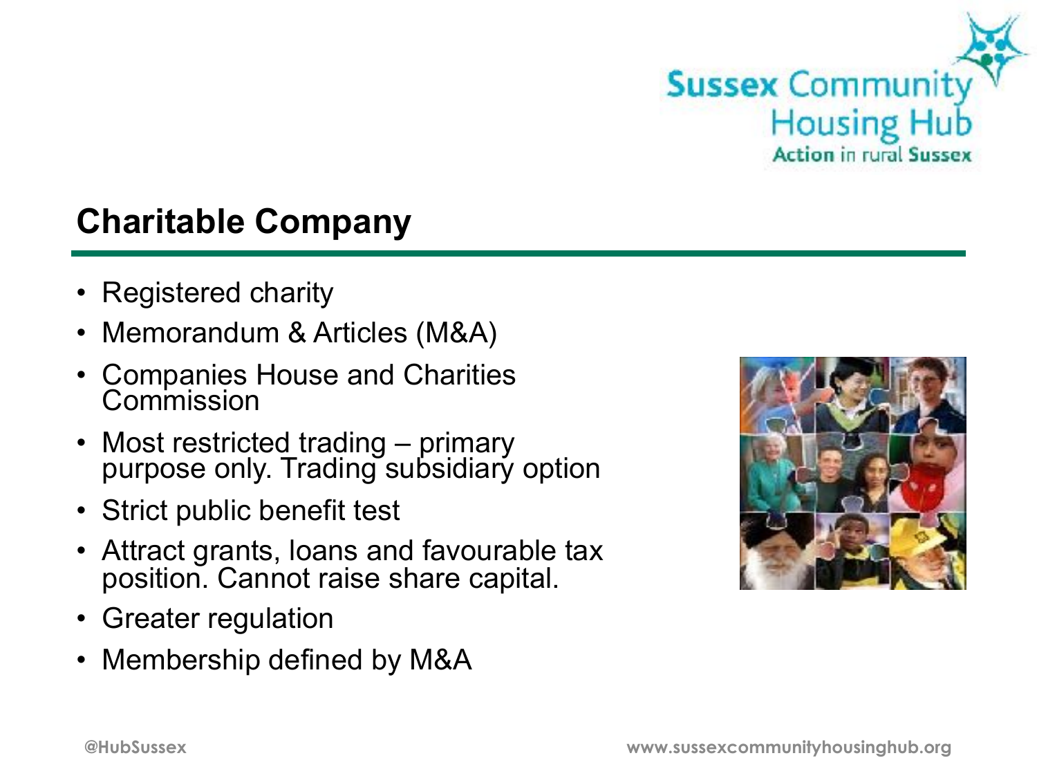## Charitable Company

- Registered charity
- Memorandum & Articles (M&A)
- Companies House and Charities Commission
- Most restricted trading – primary purpose only. Trading subsidiary option
- Strict public benefit test
- Attract grants, loans and favourable tax position. Cannot raise share capital.
- Greater regulation
- Membership defined by M&A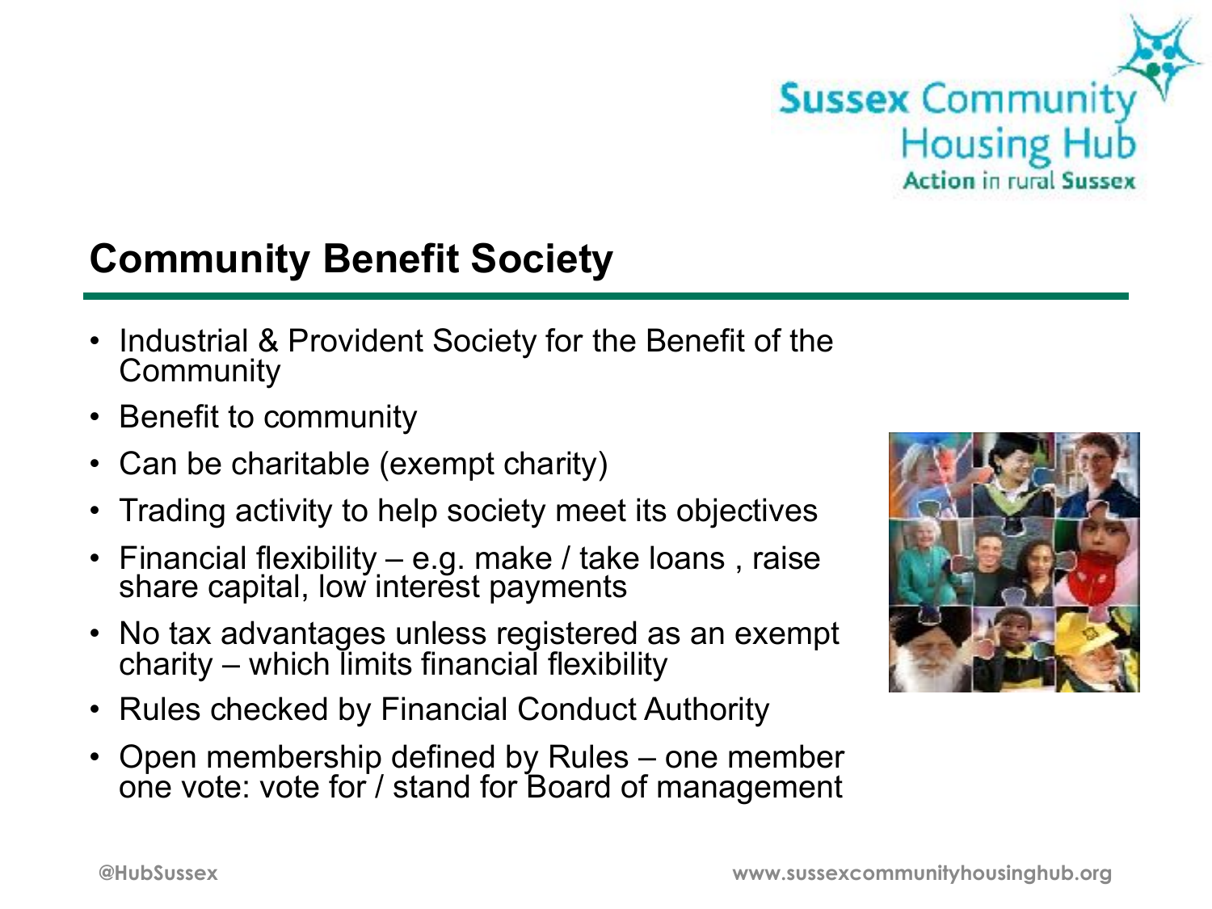## Community Benefit Society

- Industrial & Provident Society for the Benefit of the Community
- Benefit to community
- Can be charitable (exempt charity)
- Trading activity to help society meet its objectives
- Financial flexibility – e.g. make / take loans , raise share capital, low interest payments
- No tax advantages unless registered as an exempt charity – which limits financial flexibility
- Rules checked by Financial Conduct Authority
- Open membership defined by Rules – one member one vote: vote for / stand for Board of management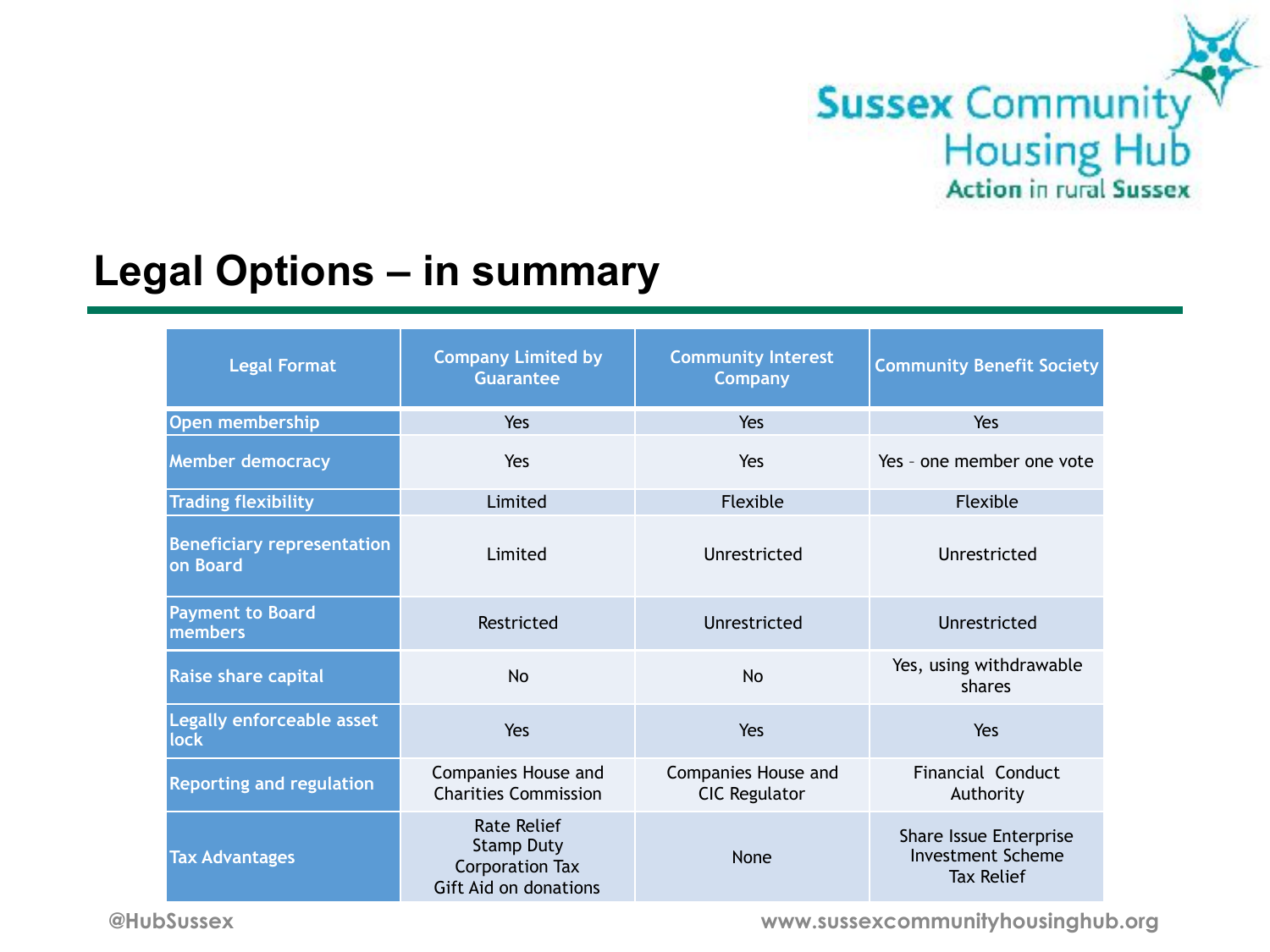## Legal Options – in summary

| Legal Format | Company Limited by Guarantee | Community Interest Company | Community Benefit Society |
|---|---|---|---|
| Open membership | Yes | Yes | Yes |
| Member democracy | Yes | Yes | Yes – one member one vote |
| Trading flexibility | Limited | Flexible | Flexible |
| Beneficiary representation on Board | Limited | Unrestricted | Unrestricted |
| Payment to Board members | Restricted | Unrestricted | Unrestricted |
| Raise share capital | No | No | Yes, using withdrawable shares |
| Legally enforceable asset lock | Yes | Yes | Yes |
| Reporting and regulation | Companies House and Charities Commission | Companies House and CIC Regulator | Financial Conduct Authority |
| Tax Advantages | Rate Relief<br>Stamp Duty<br>Corporation Tax<br>Gift Aid on donations | None | Share Issue Enterprise Investment Scheme<br>Tax Relief |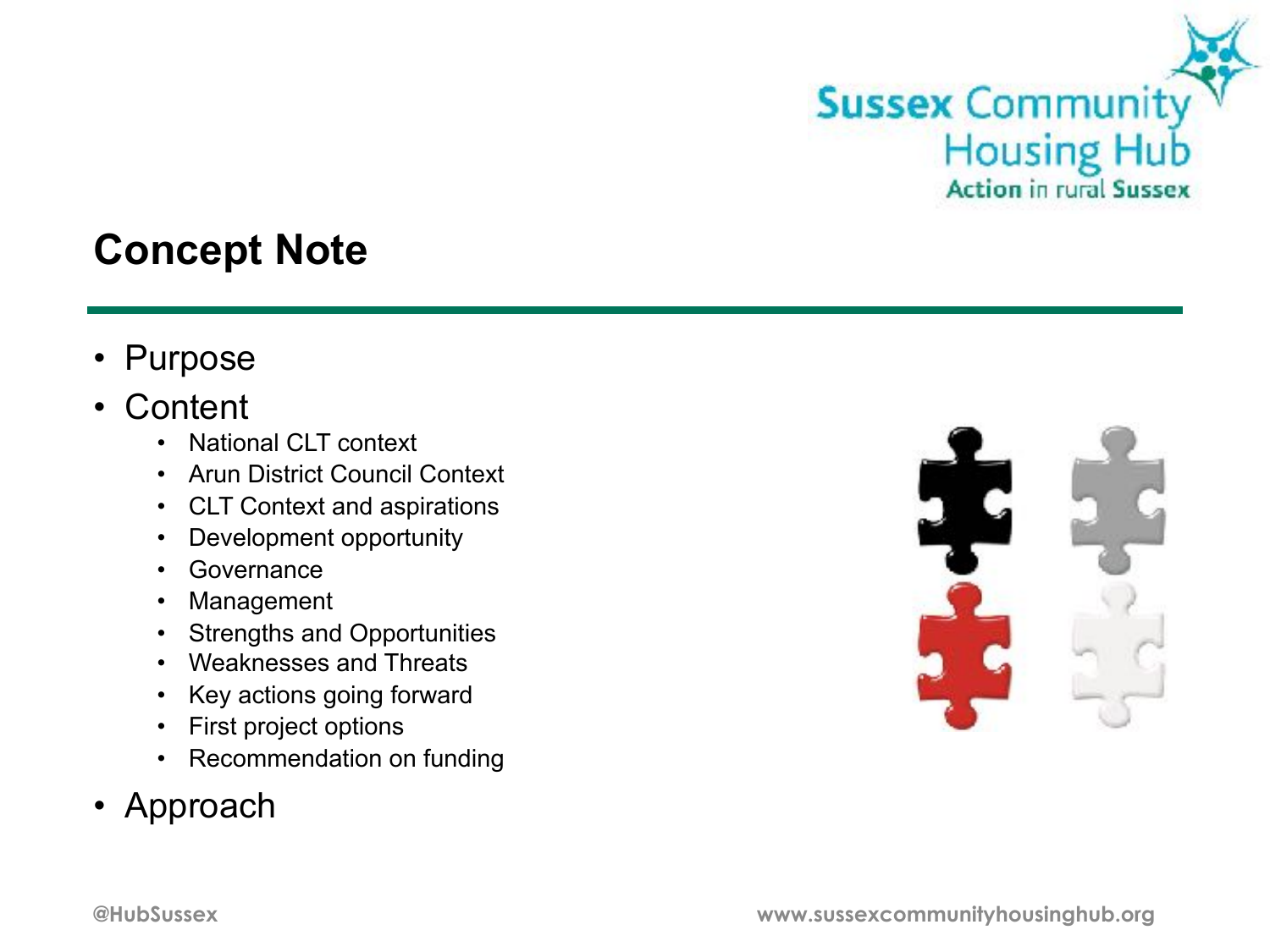# Concept Note

- Purpose
- Content
  - National CLT context
  - Arun District Council Context
  - CLT Context and aspirations
  - Development opportunity
  - Governance
  - Management
  - Strengths and Opportunities
  - Weaknesses and Threats
  - Key actions going forward
  - First project options
  - Recommendation on funding
- Approach